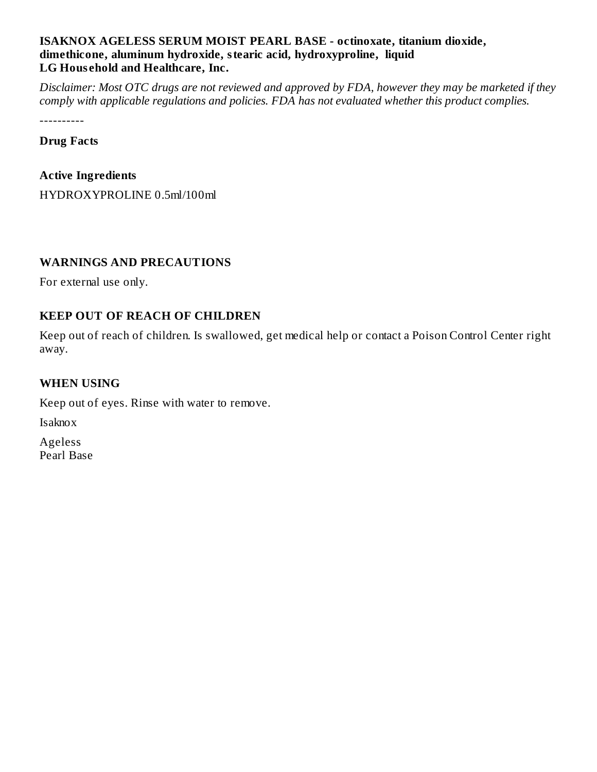**ISAKNOX AGELESS SERUM MOIST PEARL BASE - octinoxate, titanium dioxide, dimethicone, aluminum hydroxide, stearic acid, hydroxyproline, liquid**
**LG Household and Healthcare, Inc.**

*Disclaimer: Most OTC drugs are not reviewed and approved by FDA, however they may be marketed if they comply with applicable regulations and policies. FDA has not evaluated whether this product complies.*

----------

**Drug Facts**

**Active Ingredients**

HYDROXYPROLINE 0.5ml/100ml

**WARNINGS AND PRECAUTIONS**

For external use only.

**KEEP OUT OF REACH OF CHILDREN**

Keep out of reach of children. Is swallowed, get medical help or contact a Poison Control Center right away.

**WHEN USING**

Keep out of eyes. Rinse with water to remove.

Isaknox

Ageless
Pearl Base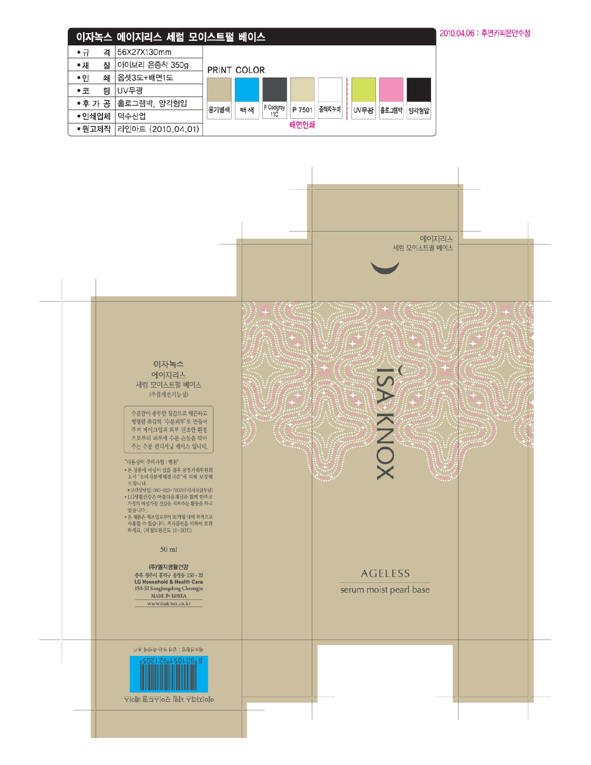# 이자녹스 에이지리스 세럼 모이스트펄 베이스

2010.04.06 : 후면카피문안수정

| 항목 | 내용 |
|---|---|
| • 규 격 | 56X27X130mm |
| • 재 질 | 아이보리 은증착 350g |
| • 인 쇄 | 옵셋3도+배면1도 |
| • 코 팅 | UV무광 |
| • 후 가 공 | 홀로그램박, 양각형압 |
| • 인쇄업체 | 덕수산업 |
| • 원고제작 | 라인아트 (2010.04.01) |

PRINT COLOR

| 용기별색 | 백 색 | P Coolgray 11C | P 7501 | 종척지누끼 | UV무광 | 홀로그램박 | 양각형압 |
|---|---|---|---|---|---|---|---|

배면인쇄

---

에이지리스
세럼 모이스트펄 베이스

ISA KNOX

AGELESS

serum moist pearl base

---

이자녹스
에이지리스
세럼 모이스트펄 베이스
(주름개선기능성)

수분감이 풍부한 질감으로 매끈하고 탱탱한 촉감의 '수분피부'로 만들어 주며 메이크업과 외부 건조한 환경으로부터 피부에 수분 손실을 막아 주는 수분 컨디셔닝 베이스 입니다.

"사용상의 주의사항 : 별첨"

- 본 상품에 이상이 있을 경우 공정거래위원회 고시 "소비자분쟁해결기준"에 의해 보상해 드립니다.
  - 고객상담실 : 080-023-7007(수신자요금부담)
- LG생활건강은 아름다운재단과 함께 한부모 가정의 여성가장 건강을 지켜주는 활동을 하고 있습니다.
- 본 제품은 제조일로부터 30개월 내에 최적으로 사용할 수 있습니다. 직사광선을 피하여 보관하세요. (적정보관온도 10~30℃)

50 ml

**(주)엘지생활건강**
충북 청주시 흥덕구 송정동 150 - 32
**LG Household & Health Care**
150-32 Songjungdong Cheongju
MADE IN KOREA
www.isaknox.co.kr

제조번호 : 별도 표기 부분 참조

8 801051 921205

이자녹스 에이지리스 세럼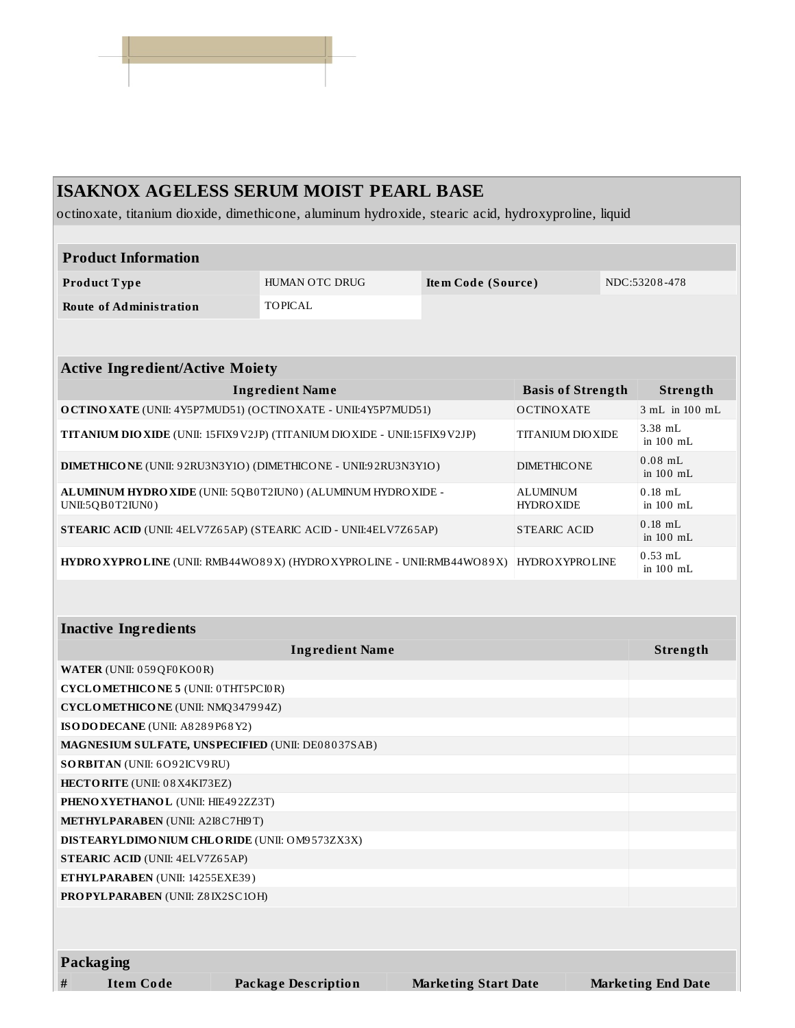## ISAKNOX AGELESS SERUM MOIST PEARL BASE

octinoxate, titanium dioxide, dimethicone, aluminum hydroxide, stearic acid, hydroxyproline, liquid

| Product Information | | | |
|---|---|---|---|
| **Product Type** | HUMAN OTC DRUG | **Item Code (Source)** | NDC:53208-478 |
| **Route of Administration** | TOPICAL | | |

| Active Ingredient/Active Moiety | | |
|---|---|---|
| **Ingredient Name** | **Basis of Strength** | **Strength** |
| **OCTINOXATE** (UNII: 4Y5P7MUD51) (OCTINOXATE - UNII:4Y5P7MUD51) | OCTINOXATE | 3 mL in 100 mL |
| **TITANIUM DIOXIDE** (UNII: 15FIX9V2JP) (TITANIUM DIOXIDE - UNII:15FIX9V2JP) | TITANIUM DIOXIDE | 3.38 mL in 100 mL |
| **DIMETHICONE** (UNII: 92RU3N3Y1O) (DIMETHICONE - UNII:92RU3N3Y1O) | DIMETHICONE | 0.08 mL in 100 mL |
| **ALUMINUM HYDROXIDE** (UNII: 5QB0T2IUN0) (ALUMINUM HYDROXIDE - UNII:5QB0T2IUN0) | ALUMINUM HYDROXIDE | 0.18 mL in 100 mL |
| **STEARIC ACID** (UNII: 4ELV7Z65AP) (STEARIC ACID - UNII:4ELV7Z65AP) | STEARIC ACID | 0.18 mL in 100 mL |
| **HYDROXYPROLINE** (UNII: RMB44WO89X) (HYDROXYPROLINE - UNII:RMB44WO89X) | HYDROXYPROLINE | 0.53 mL in 100 mL |

| Inactive Ingredients | |
|---|---|
| **Ingredient Name** | **Strength** |
| **WATER** (UNII: 059QF0KO0R) | |
| **CYCLOMETHICONE 5** (UNII: 0THT5PCI0R) | |
| **CYCLOMETHICONE** (UNII: NMQ347994Z) | |
| **ISODODECANE** (UNII: A8289P68Y2) | |
| **MAGNESIUM SULFATE, UNSPECIFIED** (UNII: DE08037SAB) | |
| **SORBITAN** (UNII: 6O92ICV9RU) | |
| **HECTORITE** (UNII: 08X4KI73EZ) | |
| **PHENOXYETHANOL** (UNII: HIE492ZZ3T) | |
| **METHYLPARABEN** (UNII: A2I8C7HI9T) | |
| **DISTEARYLDIMONIUM CHLORIDE** (UNII: OM9573ZX3X) | |
| **STEARIC ACID** (UNII: 4ELV7Z65AP) | |
| **ETHYLPARABEN** (UNII: 14255EXE39) | |
| **PROPYLPARABEN** (UNII: Z8IX2SC1OH) | |

| Packaging | | | | |
|---|---|---|---|---|
| **#** | **Item Code** | **Package Description** | **Marketing Start Date** | **Marketing End Date** |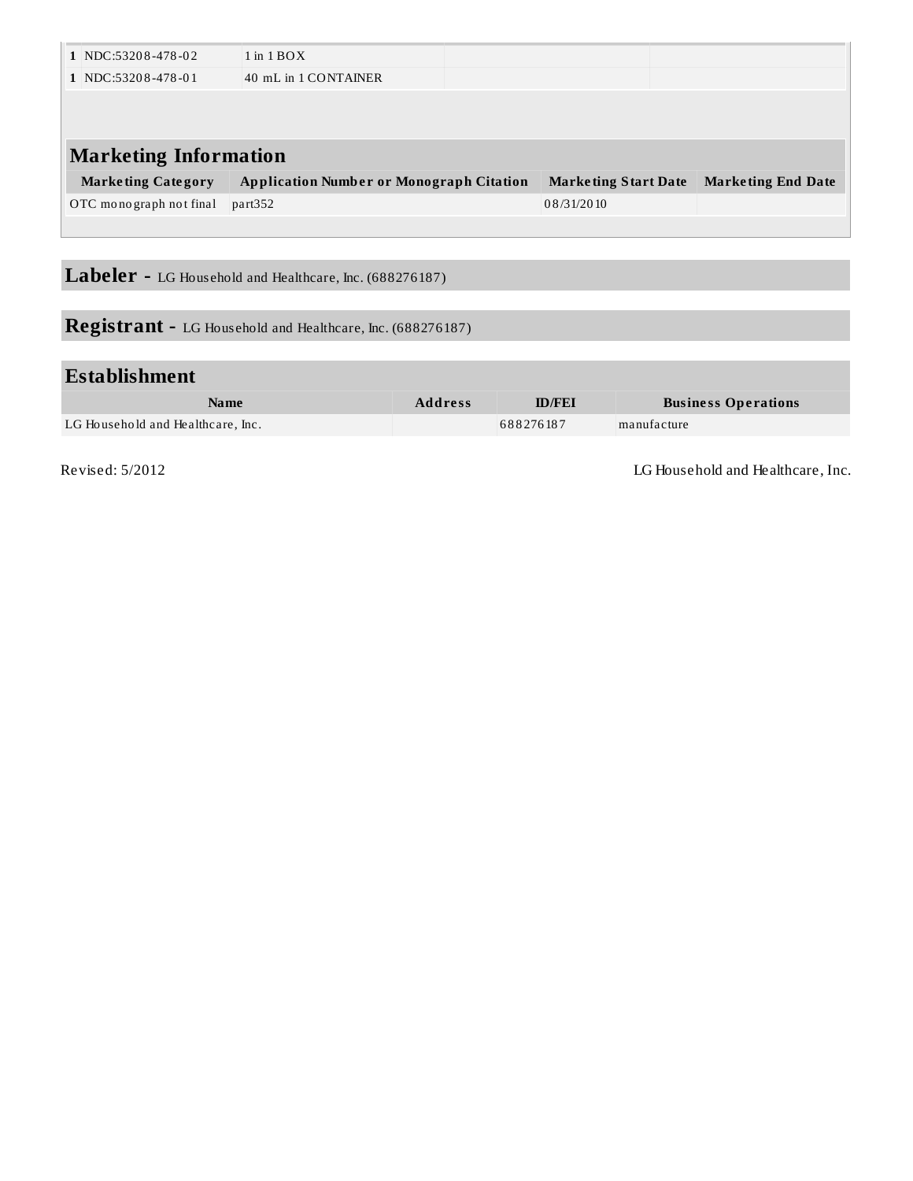| | | | | |
|---|---|---|---|---|
| 1 | NDC:53208-478-02 | 1 in 1 BOX | | |
| 1 | NDC:53208-478-01 | 40 mL in 1 CONTAINER | | |

## Marketing Information

| Marketing Category | Application Number or Monograph Citation | Marketing Start Date | Marketing End Date |
|---|---|---|---|
| OTC monograph not final | part352 | 08/31/2010 | |

## Labeler - LG Household and Healthcare, Inc. (688276187)

## Registrant - LG Household and Healthcare, Inc. (688276187)

## Establishment

| Name | Address | ID/FEI | Business Operations |
|---|---|---|---|
| LG Household and Healthcare, Inc. | | 688276187 | manufacture |

Revised: 5/2012

LG Household and Healthcare, Inc.